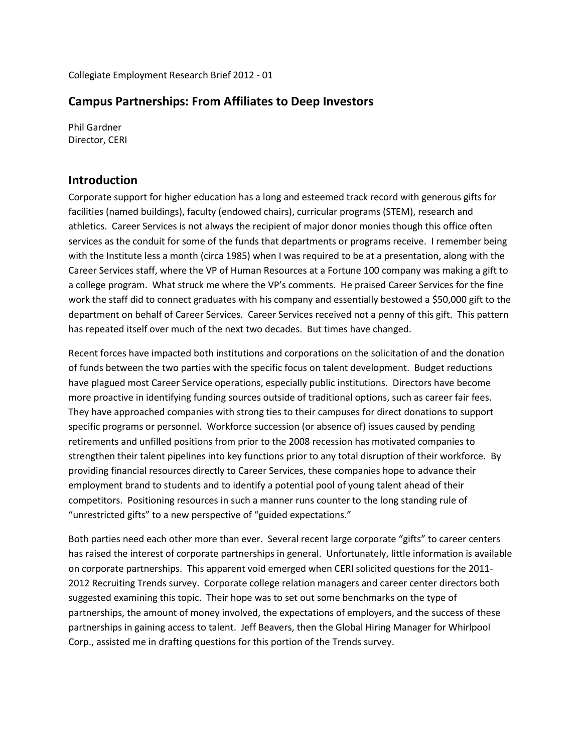Collegiate Employment Research Brief 2012 - 01

## Campus Partnerships: From Affiliates to Deep Investors

Phil Gardner
Director, CERI

## Introduction

Corporate support for higher education has a long and esteemed track record with generous gifts for facilities (named buildings), faculty (endowed chairs), curricular programs (STEM), research and athletics. Career Services is not always the recipient of major donor monies though this office often services as the conduit for some of the funds that departments or programs receive. I remember being with the Institute less a month (circa 1985) when I was required to be at a presentation, along with the Career Services staff, where the VP of Human Resources at a Fortune 100 company was making a gift to a college program. What struck me where the VP's comments. He praised Career Services for the fine work the staff did to connect graduates with his company and essentially bestowed a $50,000 gift to the department on behalf of Career Services. Career Services received not a penny of this gift. This pattern has repeated itself over much of the next two decades. But times have changed.

Recent forces have impacted both institutions and corporations on the solicitation of and the donation of funds between the two parties with the specific focus on talent development. Budget reductions have plagued most Career Service operations, especially public institutions. Directors have become more proactive in identifying funding sources outside of traditional options, such as career fair fees. They have approached companies with strong ties to their campuses for direct donations to support specific programs or personnel. Workforce succession (or absence of) issues caused by pending retirements and unfilled positions from prior to the 2008 recession has motivated companies to strengthen their talent pipelines into key functions prior to any total disruption of their workforce. By providing financial resources directly to Career Services, these companies hope to advance their employment brand to students and to identify a potential pool of young talent ahead of their competitors. Positioning resources in such a manner runs counter to the long standing rule of "unrestricted gifts" to a new perspective of "guided expectations."

Both parties need each other more than ever. Several recent large corporate "gifts" to career centers has raised the interest of corporate partnerships in general. Unfortunately, little information is available on corporate partnerships. This apparent void emerged when CERI solicited questions for the 2011-2012 Recruiting Trends survey. Corporate college relation managers and career center directors both suggested examining this topic. Their hope was to set out some benchmarks on the type of partnerships, the amount of money involved, the expectations of employers, and the success of these partnerships in gaining access to talent. Jeff Beavers, then the Global Hiring Manager for Whirlpool Corp., assisted me in drafting questions for this portion of the Trends survey.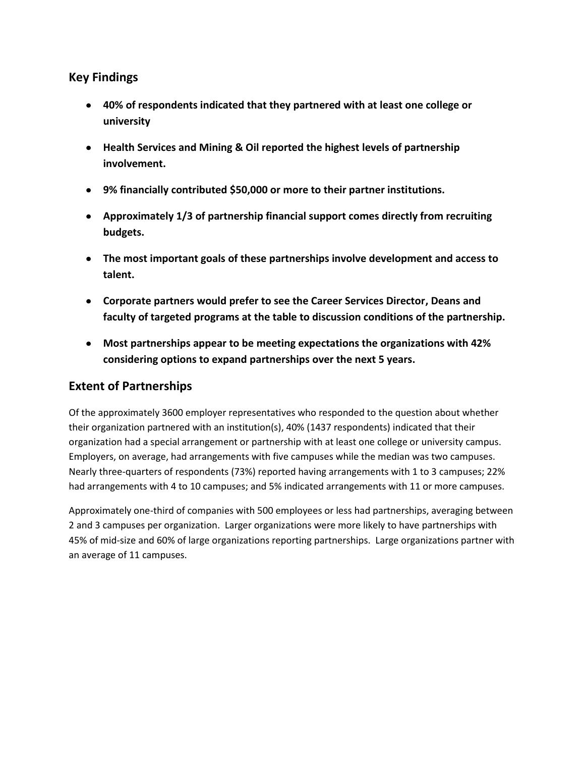## Key Findings

- **40% of respondents indicated that they partnered with at least one college or university**
- **Health Services and Mining & Oil reported the highest levels of partnership involvement.**
- **9% financially contributed $50,000 or more to their partner institutions.**
- **Approximately 1/3 of partnership financial support comes directly from recruiting budgets.**
- **The most important goals of these partnerships involve development and access to talent.**
- **Corporate partners would prefer to see the Career Services Director, Deans and faculty of targeted programs at the table to discussion conditions of the partnership.**
- **Most partnerships appear to be meeting expectations the organizations with 42% considering options to expand partnerships over the next 5 years.**

## Extent of Partnerships

Of the approximately 3600 employer representatives who responded to the question about whether their organization partnered with an institution(s), 40% (1437 respondents) indicated that their organization had a special arrangement or partnership with at least one college or university campus. Employers, on average, had arrangements with five campuses while the median was two campuses. Nearly three-quarters of respondents (73%) reported having arrangements with 1 to 3 campuses; 22% had arrangements with 4 to 10 campuses; and 5% indicated arrangements with 11 or more campuses.

Approximately one-third of companies with 500 employees or less had partnerships, averaging between 2 and 3 campuses per organization. Larger organizations were more likely to have partnerships with 45% of mid-size and 60% of large organizations reporting partnerships. Large organizations partner with an average of 11 campuses.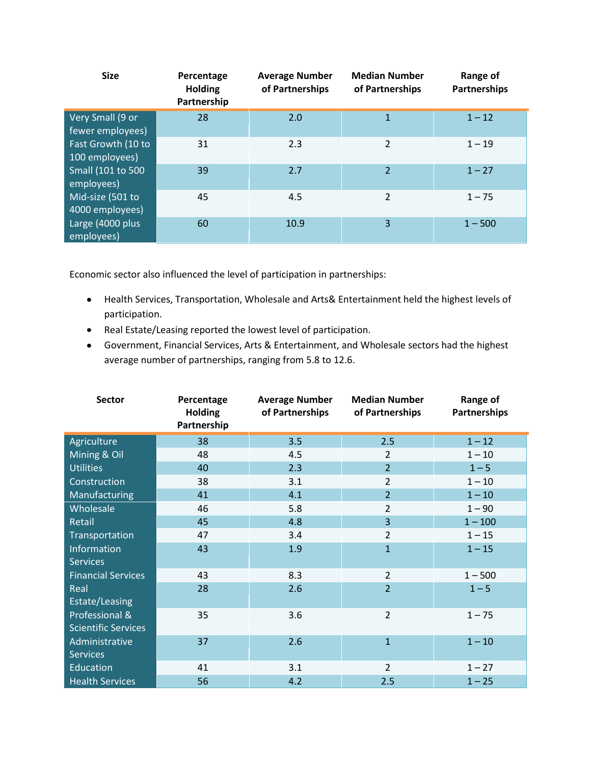| Size | Percentage Holding Partnership | Average Number of Partnerships | Median Number of Partnerships | Range of Partnerships |
|---|---|---|---|---|
| Very Small (9 or fewer employees) | 28 | 2.0 | 1 | 1 – 12 |
| Fast Growth (10 to 100 employees) | 31 | 2.3 | 2 | 1 – 19 |
| Small (101 to 500 employees) | 39 | 2.7 | 2 | 1 – 27 |
| Mid-size (501 to 4000 employees) | 45 | 4.5 | 2 | 1 – 75 |
| Large (4000 plus employees) | 60 | 10.9 | 3 | 1 – 500 |

Economic sector also influenced the level of participation in partnerships:

- Health Services, Transportation, Wholesale and Arts& Entertainment held the highest levels of participation.
- Real Estate/Leasing reported the lowest level of participation.
- Government, Financial Services, Arts & Entertainment, and Wholesale sectors had the highest average number of partnerships, ranging from 5.8 to 12.6.

| Sector | Percentage Holding Partnership | Average Number of Partnerships | Median Number of Partnerships | Range of Partnerships |
|---|---|---|---|---|
| Agriculture | 38 | 3.5 | 2.5 | 1 – 12 |
| Mining & Oil | 48 | 4.5 | 2 | 1 – 10 |
| Utilities | 40 | 2.3 | 2 | 1 – 5 |
| Construction | 38 | 3.1 | 2 | 1 – 10 |
| Manufacturing | 41 | 4.1 | 2 | 1 – 10 |
| Wholesale | 46 | 5.8 | 2 | 1 – 90 |
| Retail | 45 | 4.8 | 3 | 1 – 100 |
| Transportation | 47 | 3.4 | 2 | 1 – 15 |
| Information Services | 43 | 1.9 | 1 | 1 – 15 |
| Financial Services | 43 | 8.3 | 2 | 1 – 500 |
| Real Estate/Leasing | 28 | 2.6 | 2 | 1 – 5 |
| Professional & Scientific Services | 35 | 3.6 | 2 | 1 – 75 |
| Administrative Services | 37 | 2.6 | 1 | 1 – 10 |
| Education | 41 | 3.1 | 2 | 1 – 27 |
| Health Services | 56 | 4.2 | 2.5 | 1 – 25 |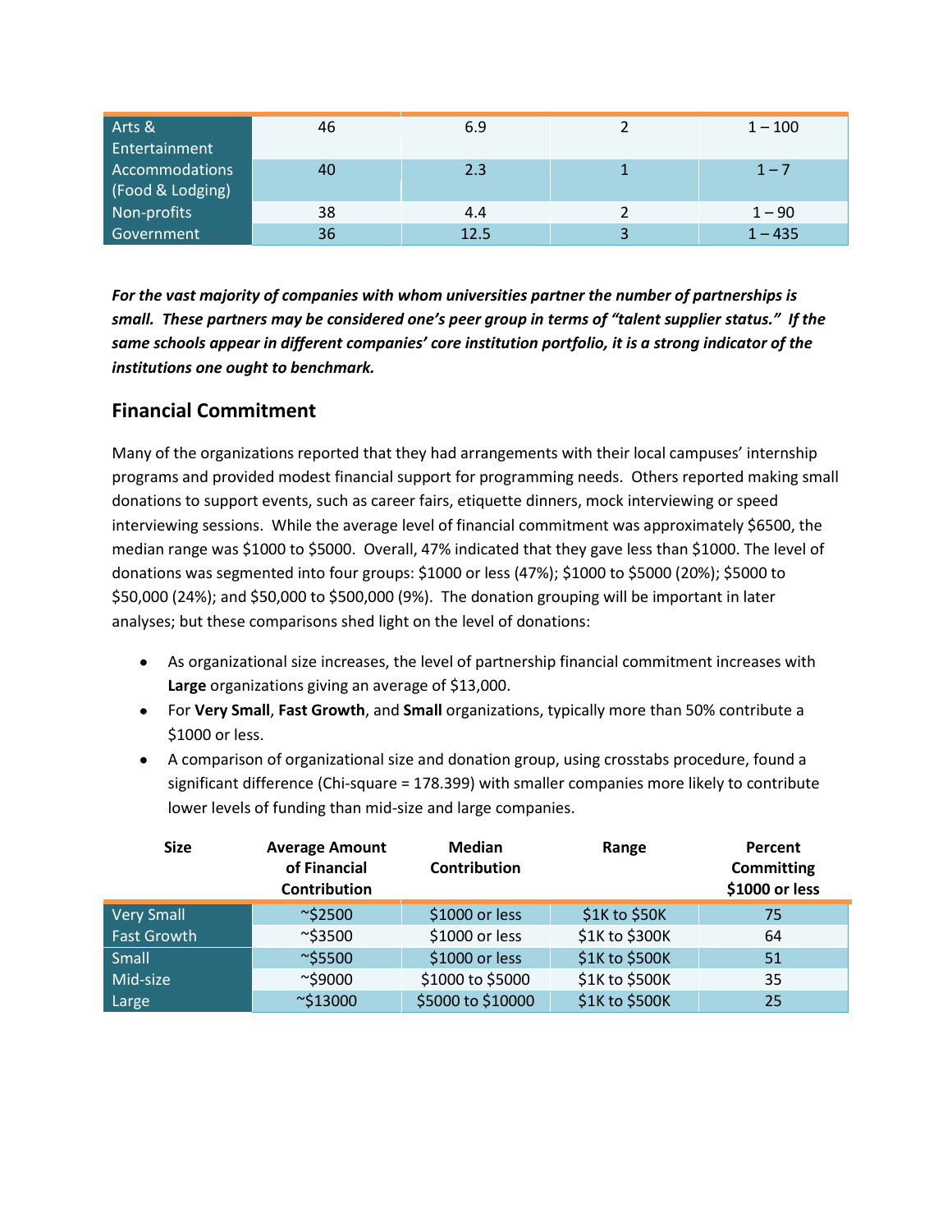| | | | | |
|---|---|---|---|---|
| Arts & Entertainment | 46 | 6.9 | 2 | 1 – 100 |
| Accommodations (Food & Lodging) | 40 | 2.3 | 1 | 1 – 7 |
| Non-profits | 38 | 4.4 | 2 | 1 – 90 |
| Government | 36 | 12.5 | 3 | 1 – 435 |

***For the vast majority of companies with whom universities partner the number of partnerships is small. These partners may be considered one's peer group in terms of "talent supplier status." If the same schools appear in different companies' core institution portfolio, it is a strong indicator of the institutions one ought to benchmark.***

## Financial Commitment

Many of the organizations reported that they had arrangements with their local campuses' internship programs and provided modest financial support for programming needs. Others reported making small donations to support events, such as career fairs, etiquette dinners, mock interviewing or speed interviewing sessions. While the average level of financial commitment was approximately $6500, the median range was $1000 to $5000. Overall, 47% indicated that they gave less than $1000. The level of donations was segmented into four groups: $1000 or less (47%); $1000 to $5000 (20%); $5000 to $50,000 (24%); and $50,000 to $500,000 (9%). The donation grouping will be important in later analyses; but these comparisons shed light on the level of donations:

- As organizational size increases, the level of partnership financial commitment increases with **Large** organizations giving an average of $13,000.
- For **Very Small**, **Fast Growth**, and **Small** organizations, typically more than 50% contribute a $1000 or less.
- A comparison of organizational size and donation group, using crosstabs procedure, found a significant difference (Chi-square = 178.399) with smaller companies more likely to contribute lower levels of funding than mid-size and large companies.

| Size | Average Amount of Financial Contribution | Median Contribution | Range | Percent Committing $1000 or less |
|---|---|---|---|---|
| Very Small | ~$2500 | $1000 or less | $1K to $50K | 75 |
| Fast Growth | ~$3500 | $1000 or less | $1K to $300K | 64 |
| Small | ~$5500 | $1000 or less | $1K to $500K | 51 |
| Mid-size | ~$9000 | $1000 to $5000 | $1K to $500K | 35 |
| Large | ~$13000 | $5000 to $10000 | $1K to $500K | 25 |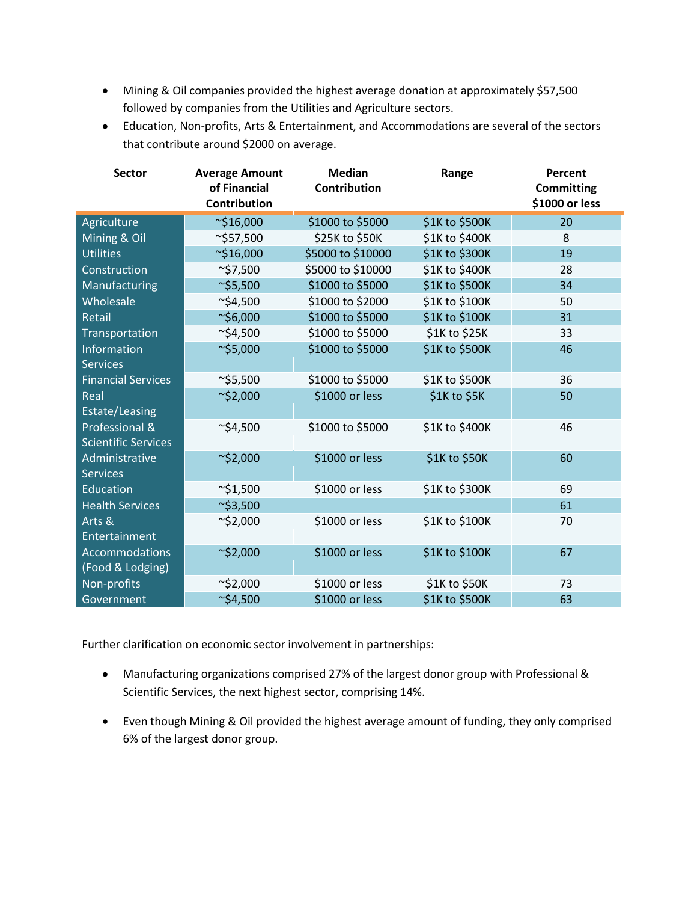- Mining & Oil companies provided the highest average donation at approximately $57,500 followed by companies from the Utilities and Agriculture sectors.
- Education, Non-profits, Arts & Entertainment, and Accommodations are several of the sectors that contribute around $2000 on average.

| Sector | Average Amount of Financial Contribution | Median Contribution | Range | Percent Committing $1000 or less |
|---|---|---|---|---|
| Agriculture | ~$16,000 | $1000 to $5000 | $1K to $500K | 20 |
| Mining & Oil | ~$57,500 | $25K to $50K | $1K to $400K | 8 |
| Utilities | ~$16,000 | $5000 to $10000 | $1K to $300K | 19 |
| Construction | ~$7,500 | $5000 to $10000 | $1K to $400K | 28 |
| Manufacturing | ~$5,500 | $1000 to $5000 | $1K to $500K | 34 |
| Wholesale | ~$4,500 | $1000 to $2000 | $1K to $100K | 50 |
| Retail | ~$6,000 | $1000 to $5000 | $1K to $100K | 31 |
| Transportation | ~$4,500 | $1000 to $5000 | $1K to $25K | 33 |
| Information Services | ~$5,000 | $1000 to $5000 | $1K to $500K | 46 |
| Financial Services | ~$5,500 | $1000 to $5000 | $1K to $500K | 36 |
| Real Estate/Leasing | ~$2,000 | $1000 or less | $1K to $5K | 50 |
| Professional & Scientific Services | ~$4,500 | $1000 to $5000 | $1K to $400K | 46 |
| Administrative Services | ~$2,000 | $1000 or less | $1K to $50K | 60 |
| Education | ~$1,500 | $1000 or less | $1K to $300K | 69 |
| Health Services | ~$3,500 | | | 61 |
| Arts & Entertainment | ~$2,000 | $1000 or less | $1K to $100K | 70 |
| Accommodations (Food & Lodging) | ~$2,000 | $1000 or less | $1K to $100K | 67 |
| Non-profits | ~$2,000 | $1000 or less | $1K to $50K | 73 |
| Government | ~$4,500 | $1000 or less | $1K to $500K | 63 |

Further clarification on economic sector involvement in partnerships:

- Manufacturing organizations comprised 27% of the largest donor group with Professional & Scientific Services, the next highest sector, comprising 14%.
- Even though Mining & Oil provided the highest average amount of funding, they only comprised 6% of the largest donor group.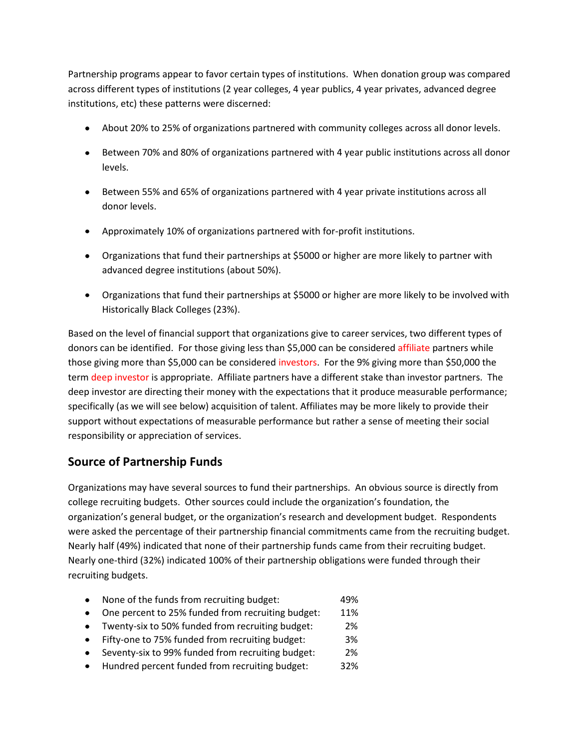Partnership programs appear to favor certain types of institutions. When donation group was compared across different types of institutions (2 year colleges, 4 year publics, 4 year privates, advanced degree institutions, etc) these patterns were discerned:

- About 20% to 25% of organizations partnered with community colleges across all donor levels.
- Between 70% and 80% of organizations partnered with 4 year public institutions across all donor levels.
- Between 55% and 65% of organizations partnered with 4 year private institutions across all donor levels.
- Approximately 10% of organizations partnered with for-profit institutions.
- Organizations that fund their partnerships at $5000 or higher are more likely to partner with advanced degree institutions (about 50%).
- Organizations that fund their partnerships at $5000 or higher are more likely to be involved with Historically Black Colleges (23%).

Based on the level of financial support that organizations give to career services, two different types of donors can be identified. For those giving less than $5,000 can be considered affiliate partners while those giving more than $5,000 can be considered investors. For the 9% giving more than $50,000 the term deep investor is appropriate. Affiliate partners have a different stake than investor partners. The deep investor are directing their money with the expectations that it produce measurable performance; specifically (as we will see below) acquisition of talent. Affiliates may be more likely to provide their support without expectations of measurable performance but rather a sense of meeting their social responsibility or appreciation of services.

## Source of Partnership Funds

Organizations may have several sources to fund their partnerships. An obvious source is directly from college recruiting budgets. Other sources could include the organization's foundation, the organization's general budget, or the organization's research and development budget. Respondents were asked the percentage of their partnership financial commitments came from the recruiting budget. Nearly half (49%) indicated that none of their partnership funds came from their recruiting budget. Nearly one-third (32%) indicated 100% of their partnership obligations were funded through their recruiting budgets.

- None of the funds from recruiting budget: 49%
- One percent to 25% funded from recruiting budget: 11%
- Twenty-six to 50% funded from recruiting budget: 2%
- Fifty-one to 75% funded from recruiting budget: 3%
- Seventy-six to 99% funded from recruiting budget: 2%
- Hundred percent funded from recruiting budget: 32%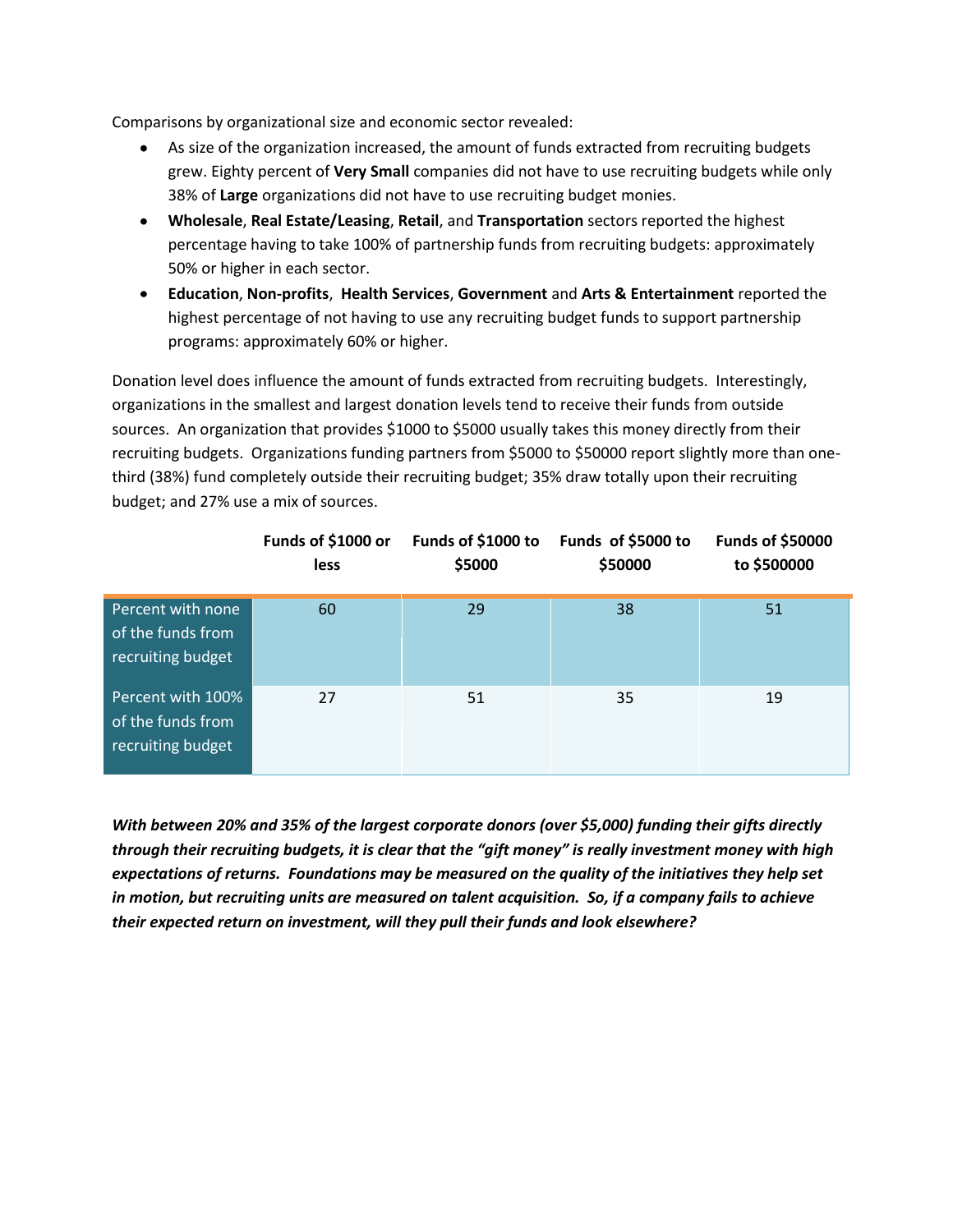Comparisons by organizational size and economic sector revealed:

- As size of the organization increased, the amount of funds extracted from recruiting budgets grew. Eighty percent of **Very Small** companies did not have to use recruiting budgets while only 38% of **Large** organizations did not have to use recruiting budget monies.
- **Wholesale**, **Real Estate/Leasing**, **Retail**, and **Transportation** sectors reported the highest percentage having to take 100% of partnership funds from recruiting budgets: approximately 50% or higher in each sector.
- **Education**, **Non-profits**, **Health Services**, **Government** and **Arts & Entertainment** reported the highest percentage of not having to use any recruiting budget funds to support partnership programs: approximately 60% or higher.

Donation level does influence the amount of funds extracted from recruiting budgets. Interestingly, organizations in the smallest and largest donation levels tend to receive their funds from outside sources. An organization that provides $1000 to $5000 usually takes this money directly from their recruiting budgets. Organizations funding partners from $5000 to $50000 report slightly more than one-third (38%) fund completely outside their recruiting budget; 35% draw totally upon their recruiting budget; and 27% use a mix of sources.

| | Funds of $1000 or less | Funds of $1000 to $5000 | Funds of $5000 to $50000 | Funds of $50000 to $500000 |
|---|---|---|---|---|
| Percent with none of the funds from recruiting budget | 60 | 29 | 38 | 51 |
| Percent with 100% of the funds from recruiting budget | 27 | 51 | 35 | 19 |

***With between 20% and 35% of the largest corporate donors (over $5,000) funding their gifts directly through their recruiting budgets, it is clear that the "gift money" is really investment money with high expectations of returns. Foundations may be measured on the quality of the initiatives they help set in motion, but recruiting units are measured on talent acquisition. So, if a company fails to achieve their expected return on investment, will they pull their funds and look elsewhere?***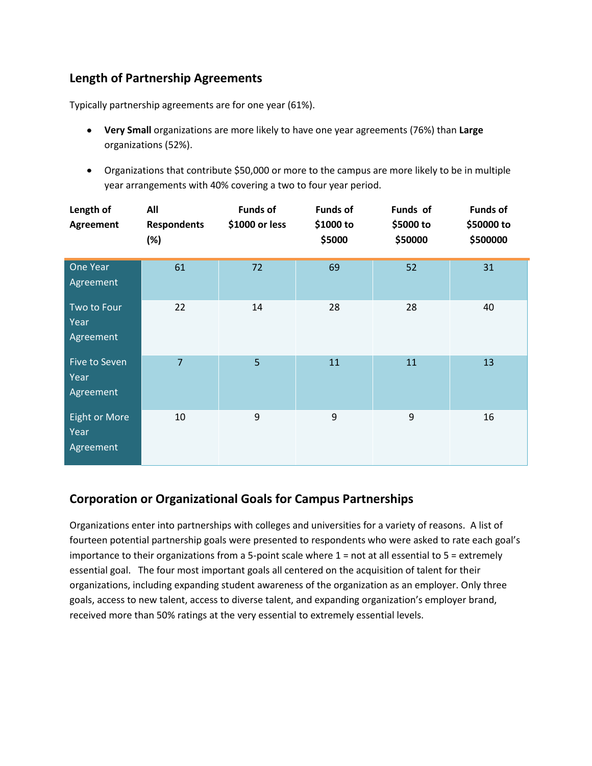## Length of Partnership Agreements

Typically partnership agreements are for one year (61%).

- **Very Small** organizations are more likely to have one year agreements (76%) than **Large** organizations (52%).
- Organizations that contribute $50,000 or more to the campus are more likely to be in multiple year arrangements with 40% covering a two to four year period.

| Length of Agreement | All Respondents (%) | Funds of $1000 or less | Funds of $1000 to $5000 | Funds of $5000 to $50000 | Funds of $50000 to $500000 |
|---|---|---|---|---|---|
| One Year Agreement | 61 | 72 | 69 | 52 | 31 |
| Two to Four Year Agreement | 22 | 14 | 28 | 28 | 40 |
| Five to Seven Year Agreement | 7 | 5 | 11 | 11 | 13 |
| Eight or More Year Agreement | 10 | 9 | 9 | 9 | 16 |

## Corporation or Organizational Goals for Campus Partnerships

Organizations enter into partnerships with colleges and universities for a variety of reasons. A list of fourteen potential partnership goals were presented to respondents who were asked to rate each goal's importance to their organizations from a 5-point scale where 1 = not at all essential to 5 = extremely essential goal. The four most important goals all centered on the acquisition of talent for their organizations, including expanding student awareness of the organization as an employer. Only three goals, access to new talent, access to diverse talent, and expanding organization's employer brand, received more than 50% ratings at the very essential to extremely essential levels.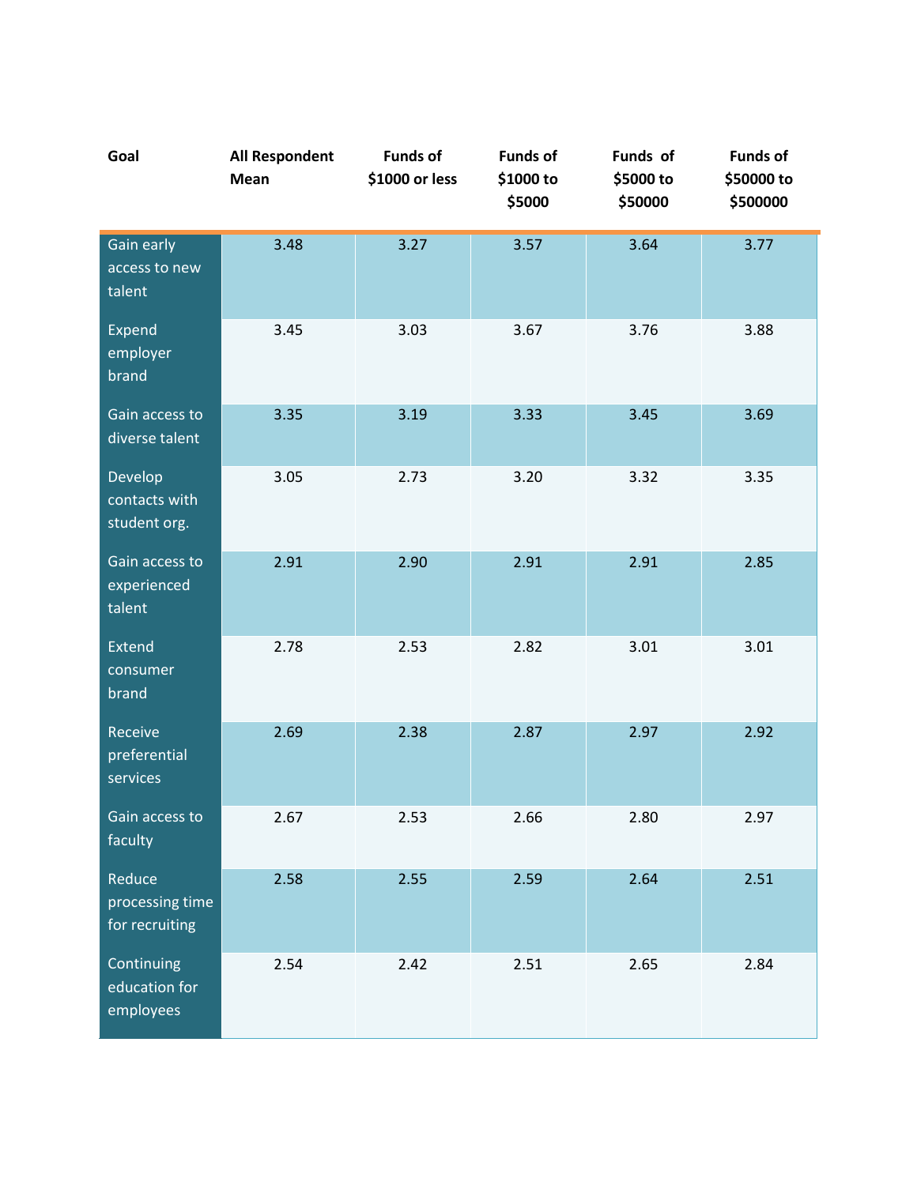| Goal | All Respondent Mean | Funds of $1000 or less | Funds of $1000 to $5000 | Funds of $5000 to $50000 | Funds of $50000 to $500000 |
|---|---|---|---|---|---|
| Gain early access to new talent | 3.48 | 3.27 | 3.57 | 3.64 | 3.77 |
| Expend employer brand | 3.45 | 3.03 | 3.67 | 3.76 | 3.88 |
| Gain access to diverse talent | 3.35 | 3.19 | 3.33 | 3.45 | 3.69 |
| Develop contacts with student org. | 3.05 | 2.73 | 3.20 | 3.32 | 3.35 |
| Gain access to experienced talent | 2.91 | 2.90 | 2.91 | 2.91 | 2.85 |
| Extend consumer brand | 2.78 | 2.53 | 2.82 | 3.01 | 3.01 |
| Receive preferential services | 2.69 | 2.38 | 2.87 | 2.97 | 2.92 |
| Gain access to faculty | 2.67 | 2.53 | 2.66 | 2.80 | 2.97 |
| Reduce processing time for recruiting | 2.58 | 2.55 | 2.59 | 2.64 | 2.51 |
| Continuing education for employees | 2.54 | 2.42 | 2.51 | 2.65 | 2.84 |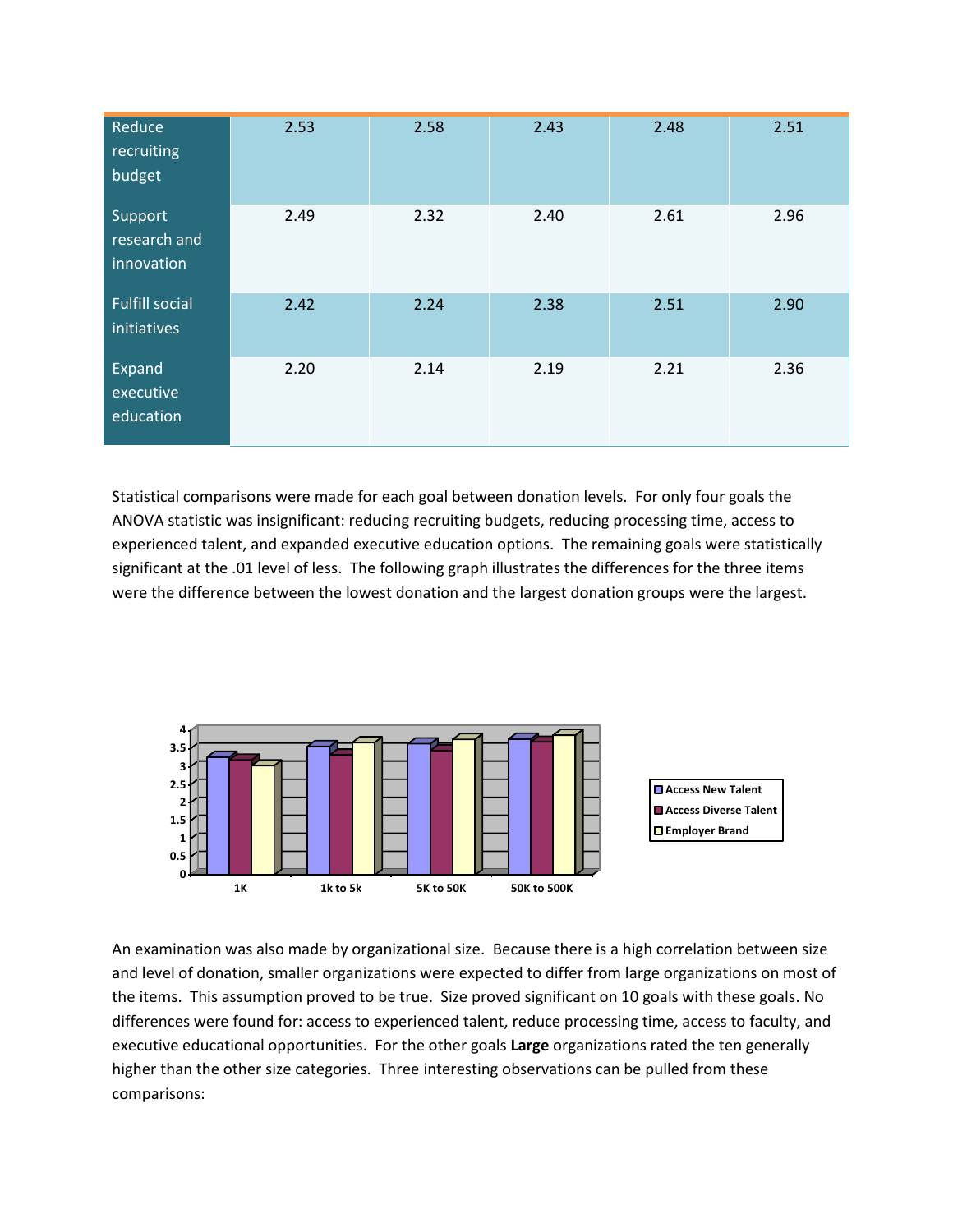| | | | | | |
|---|---|---|---|---|---|
| Reduce recruiting budget | 2.53 | 2.58 | 2.43 | 2.48 | 2.51 |
| Support research and innovation | 2.49 | 2.32 | 2.40 | 2.61 | 2.96 |
| Fulfill social initiatives | 2.42 | 2.24 | 2.38 | 2.51 | 2.90 |
| Expand executive education | 2.20 | 2.14 | 2.19 | 2.21 | 2.36 |

Statistical comparisons were made for each goal between donation levels. For only four goals the ANOVA statistic was insignificant: reducing recruiting budgets, reducing processing time, access to experienced talent, and expanded executive education options. The remaining goals were statistically significant at the .01 level of less. The following graph illustrates the differences for the three items were the difference between the lowest donation and the largest donation groups were the largest.

An examination was also made by organizational size. Because there is a high correlation between size and level of donation, smaller organizations were expected to differ from large organizations on most of the items. This assumption proved to be true. Size proved significant on 10 goals with these goals. No differences were found for: access to experienced talent, reduce processing time, access to faculty, and executive educational opportunities. For the other goals **Large** organizations rated the ten generally higher than the other size categories. Three interesting observations can be pulled from these comparisons: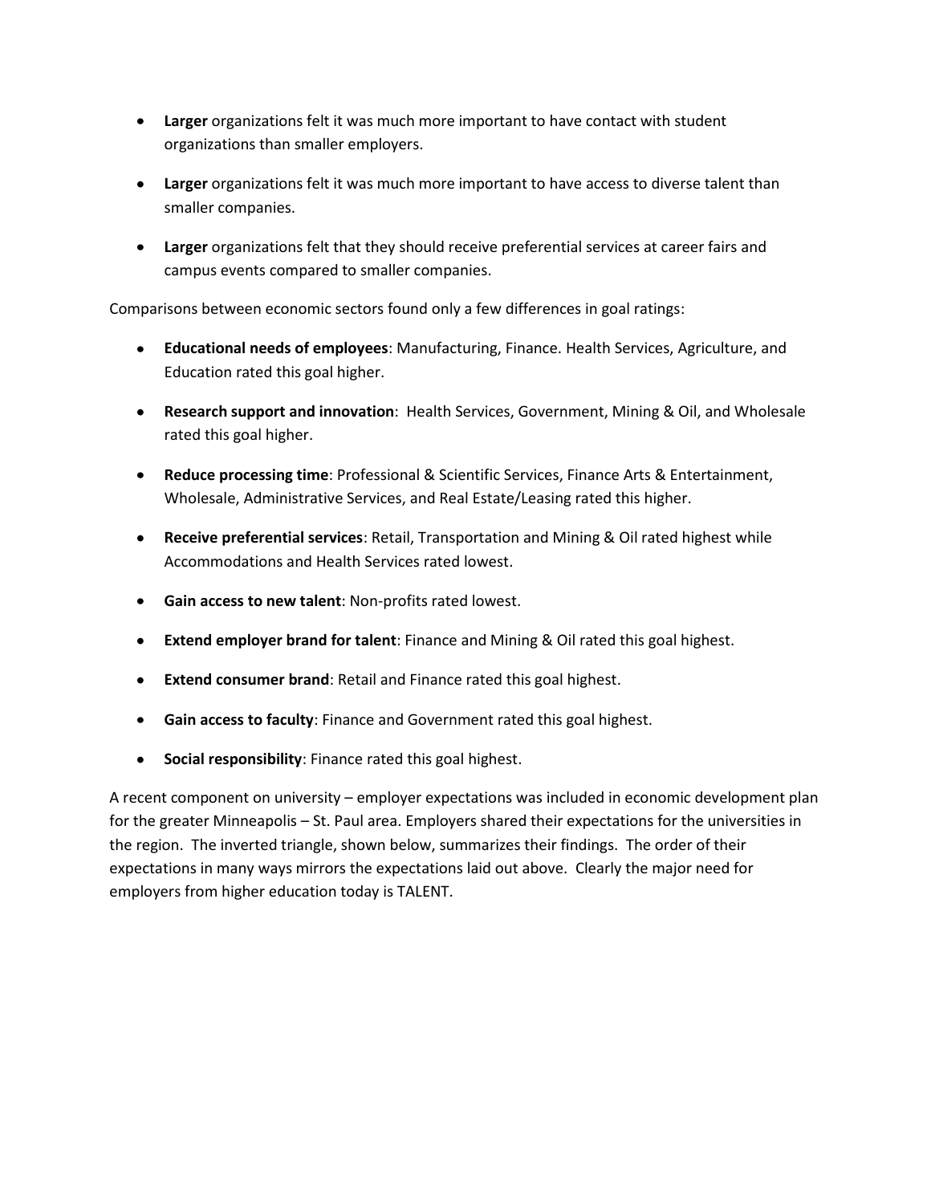- **Larger** organizations felt it was much more important to have contact with student organizations than smaller employers.

- **Larger** organizations felt it was much more important to have access to diverse talent than smaller companies.

- **Larger** organizations felt that they should receive preferential services at career fairs and campus events compared to smaller companies.

Comparisons between economic sectors found only a few differences in goal ratings:

- **Educational needs of employees**: Manufacturing, Finance. Health Services, Agriculture, and Education rated this goal higher.

- **Research support and innovation**: Health Services, Government, Mining & Oil, and Wholesale rated this goal higher.

- **Reduce processing time**: Professional & Scientific Services, Finance Arts & Entertainment, Wholesale, Administrative Services, and Real Estate/Leasing rated this higher.

- **Receive preferential services**: Retail, Transportation and Mining & Oil rated highest while Accommodations and Health Services rated lowest.

- **Gain access to new talent**: Non-profits rated lowest.

- **Extend employer brand for talent**: Finance and Mining & Oil rated this goal highest.

- **Extend consumer brand**: Retail and Finance rated this goal highest.

- **Gain access to faculty**: Finance and Government rated this goal highest.

- **Social responsibility**: Finance rated this goal highest.

A recent component on university – employer expectations was included in economic development plan for the greater Minneapolis – St. Paul area. Employers shared their expectations for the universities in the region. The inverted triangle, shown below, summarizes their findings. The order of their expectations in many ways mirrors the expectations laid out above. Clearly the major need for employers from higher education today is TALENT.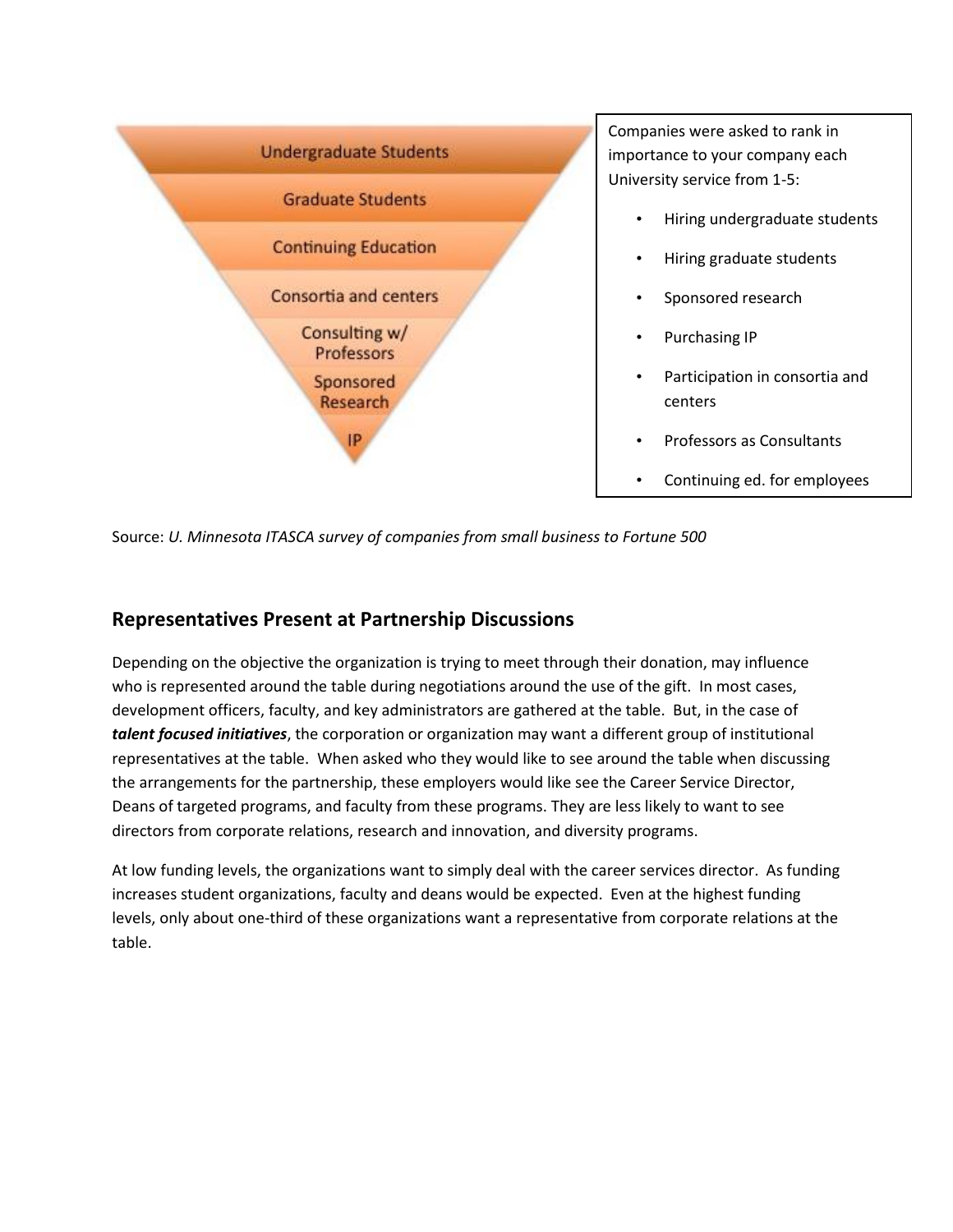Undergraduate Students

Graduate Students

Continuing Education

Consortia and centers

Consulting w/ Professors

Sponsored Research

IP

Companies were asked to rank in importance to your company each University service from 1-5:

- Hiring undergraduate students
- Hiring graduate students
- Sponsored research
- Purchasing IP
- Participation in consortia and centers
- Professors as Consultants
- Continuing ed. for employees

Source: *U. Minnesota ITASCA survey of companies from small business to Fortune 500*

## Representatives Present at Partnership Discussions

Depending on the objective the organization is trying to meet through their donation, may influence who is represented around the table during negotiations around the use of the gift. In most cases, development officers, faculty, and key administrators are gathered at the table. But, in the case of ***talent focused initiatives***, the corporation or organization may want a different group of institutional representatives at the table. When asked who they would like to see around the table when discussing the arrangements for the partnership, these employers would like see the Career Service Director, Deans of targeted programs, and faculty from these programs. They are less likely to want to see directors from corporate relations, research and innovation, and diversity programs.

At low funding levels, the organizations want to simply deal with the career services director. As funding increases student organizations, faculty and deans would be expected. Even at the highest funding levels, only about one-third of these organizations want a representative from corporate relations at the table.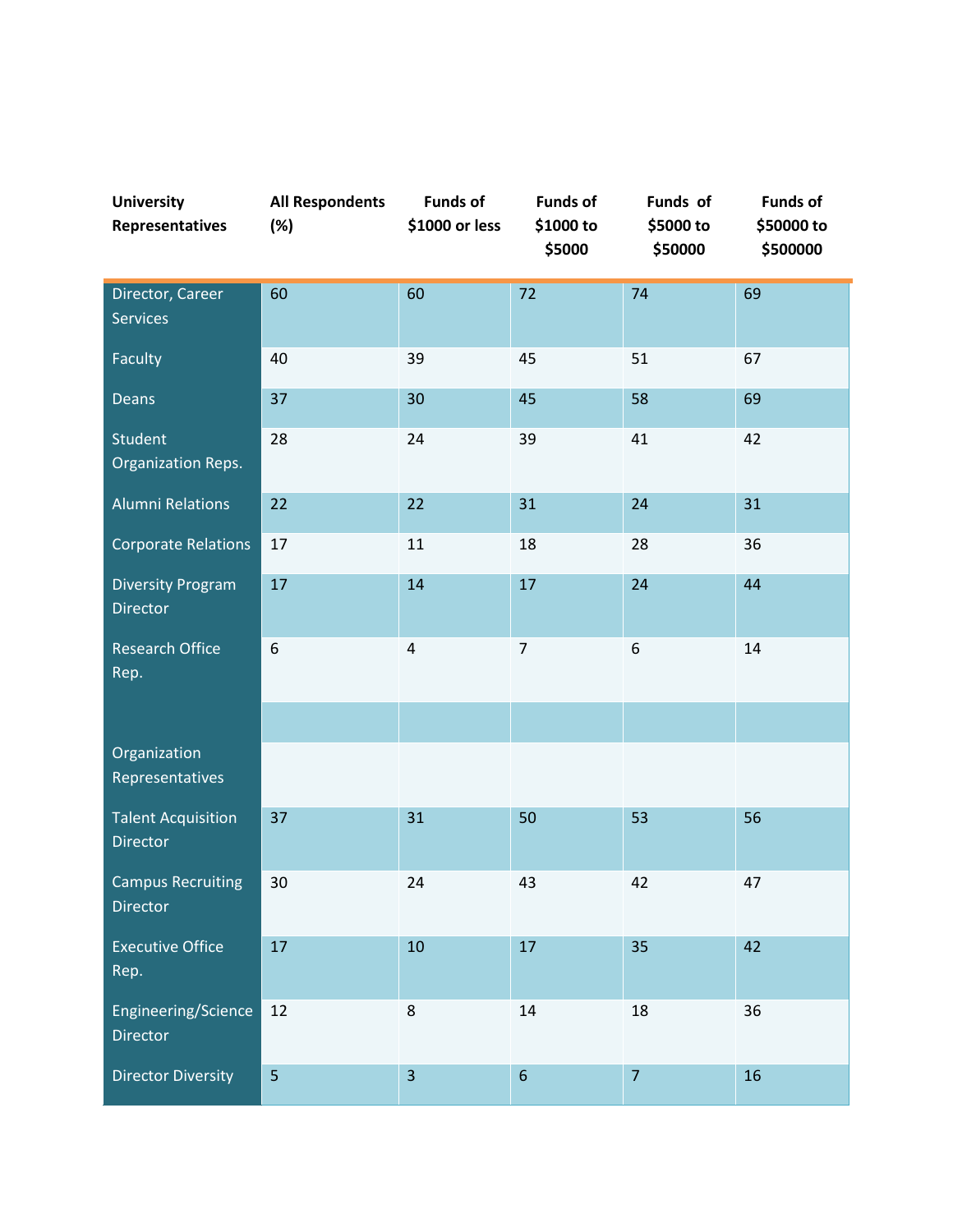| University Representatives | All Respondents (%) | Funds of $1000 or less | Funds of $1000 to $5000 | Funds of $5000 to $50000 | Funds of $50000 to $500000 |
|---|---|---|---|---|---|
| Director, Career Services | 60 | 60 | 72 | 74 | 69 |
| Faculty | 40 | 39 | 45 | 51 | 67 |
| Deans | 37 | 30 | 45 | 58 | 69 |
| Student Organization Reps. | 28 | 24 | 39 | 41 | 42 |
| Alumni Relations | 22 | 22 | 31 | 24 | 31 |
| Corporate Relations | 17 | 11 | 18 | 28 | 36 |
| Diversity Program Director | 17 | 14 | 17 | 24 | 44 |
| Research Office Rep. | 6 | 4 | 7 | 6 | 14 |
| | | | | | |
| Organization Representatives | | | | | |
| Talent Acquisition Director | 37 | 31 | 50 | 53 | 56 |
| Campus Recruiting Director | 30 | 24 | 43 | 42 | 47 |
| Executive Office Rep. | 17 | 10 | 17 | 35 | 42 |
| Engineering/Science Director | 12 | 8 | 14 | 18 | 36 |
| Director Diversity | 5 | 3 | 6 | 7 | 16 |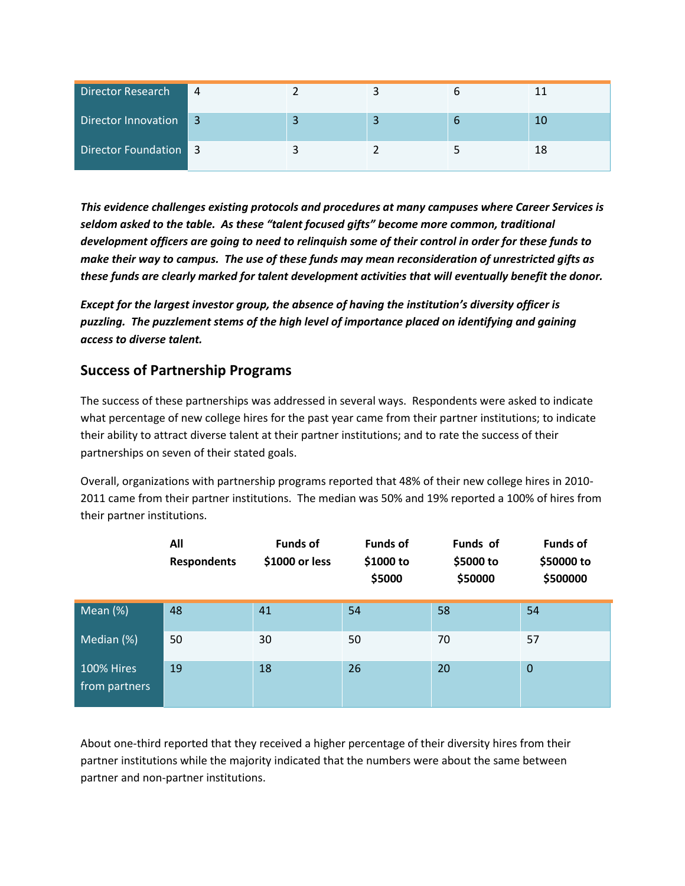| | | | | | |
|---|---|---|---|---|---|
| Director Research | 4 | 2 | 3 | 6 | 11 |
| Director Innovation | 3 | 3 | 3 | 6 | 10 |
| Director Foundation | 3 | 3 | 2 | 5 | 18 |

***This evidence challenges existing protocols and procedures at many campuses where Career Services is seldom asked to the table. As these "talent focused gifts" become more common, traditional development officers are going to need to relinquish some of their control in order for these funds to make their way to campus. The use of these funds may mean reconsideration of unrestricted gifts as these funds are clearly marked for talent development activities that will eventually benefit the donor.***

***Except for the largest investor group, the absence of having the institution's diversity officer is puzzling. The puzzlement stems of the high level of importance placed on identifying and gaining access to diverse talent.***

## Success of Partnership Programs

The success of these partnerships was addressed in several ways. Respondents were asked to indicate what percentage of new college hires for the past year came from their partner institutions; to indicate their ability to attract diverse talent at their partner institutions; and to rate the success of their partnerships on seven of their stated goals.

Overall, organizations with partnership programs reported that 48% of their new college hires in 2010-2011 came from their partner institutions. The median was 50% and 19% reported a 100% of hires from their partner institutions.

| | All Respondents | Funds of $1000 or less | Funds of $1000 to $5000 | Funds of $5000 to $50000 | Funds of $50000 to $500000 |
|---|---|---|---|---|---|
| Mean (%) | 48 | 41 | 54 | 58 | 54 |
| Median (%) | 50 | 30 | 50 | 70 | 57 |
| 100% Hires from partners | 19 | 18 | 26 | 20 | 0 |

About one-third reported that they received a higher percentage of their diversity hires from their partner institutions while the majority indicated that the numbers were about the same between partner and non-partner institutions.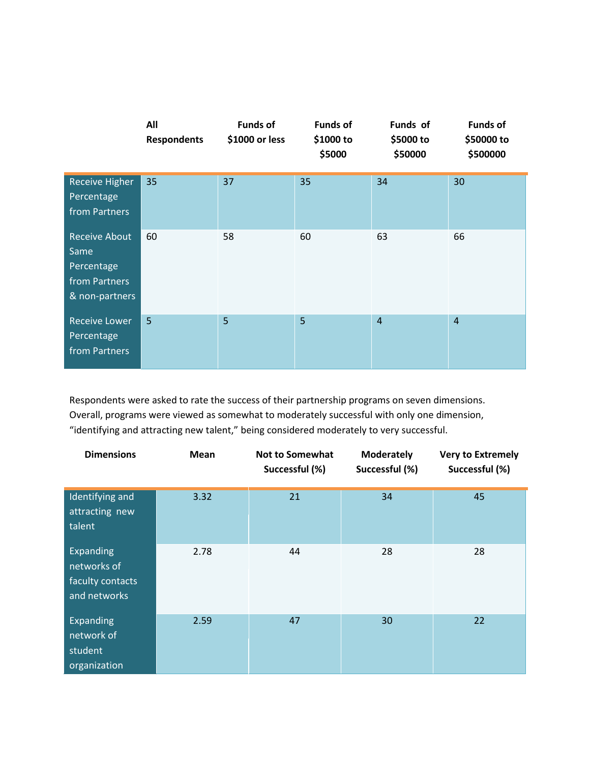| | All Respondents | Funds of $1000 or less | Funds of $1000 to $5000 | Funds of $5000 to $50000 | Funds of $50000 to $500000 |
|---|---|---|---|---|---|
| Receive Higher Percentage from Partners | 35 | 37 | 35 | 34 | 30 |
| Receive About Same Percentage from Partners & non-partners | 60 | 58 | 60 | 63 | 66 |
| Receive Lower Percentage from Partners | 5 | 5 | 5 | 4 | 4 |

Respondents were asked to rate the success of their partnership programs on seven dimensions. Overall, programs were viewed as somewhat to moderately successful with only one dimension, "identifying and attracting new talent," being considered moderately to very successful.

| Dimensions | Mean | Not to Somewhat Successful (%) | Moderately Successful (%) | Very to Extremely Successful (%) |
|---|---|---|---|---|
| Identifying and attracting new talent | 3.32 | 21 | 34 | 45 |
| Expanding networks of faculty contacts and networks | 2.78 | 44 | 28 | 28 |
| Expanding network of student organization | 2.59 | 47 | 30 | 22 |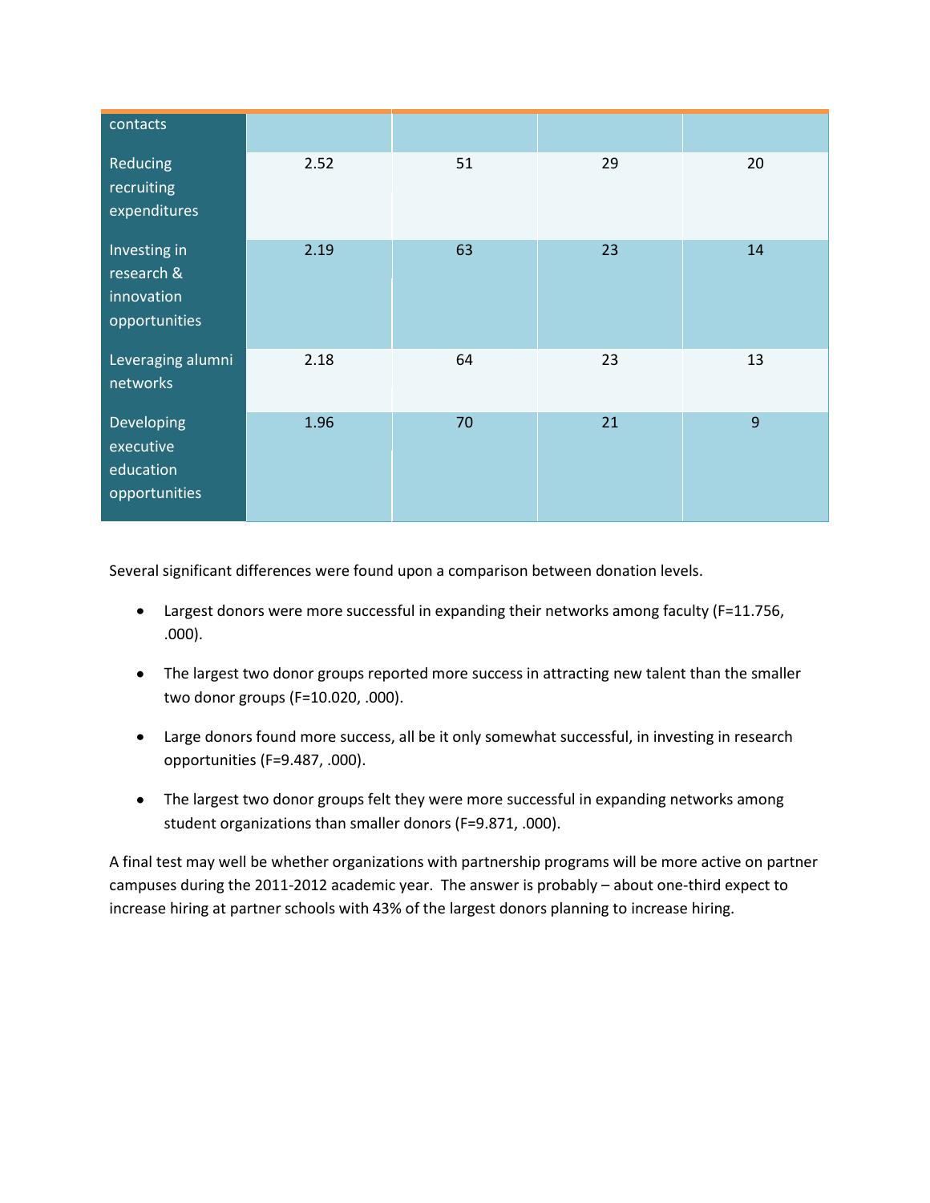| | | | | |
|---|---|---|---|---|
| contacts | | | | |
| Reducing recruiting expenditures | 2.52 | 51 | 29 | 20 |
| Investing in research & innovation opportunities | 2.19 | 63 | 23 | 14 |
| Leveraging alumni networks | 2.18 | 64 | 23 | 13 |
| Developing executive education opportunities | 1.96 | 70 | 21 | 9 |

Several significant differences were found upon a comparison between donation levels.

- Largest donors were more successful in expanding their networks among faculty (F=11.756, .000).
- The largest two donor groups reported more success in attracting new talent than the smaller two donor groups (F=10.020, .000).
- Large donors found more success, all be it only somewhat successful, in investing in research opportunities (F=9.487, .000).
- The largest two donor groups felt they were more successful in expanding networks among student organizations than smaller donors (F=9.871, .000).

A final test may well be whether organizations with partnership programs will be more active on partner campuses during the 2011-2012 academic year. The answer is probably – about one-third expect to increase hiring at partner schools with 43% of the largest donors planning to increase hiring.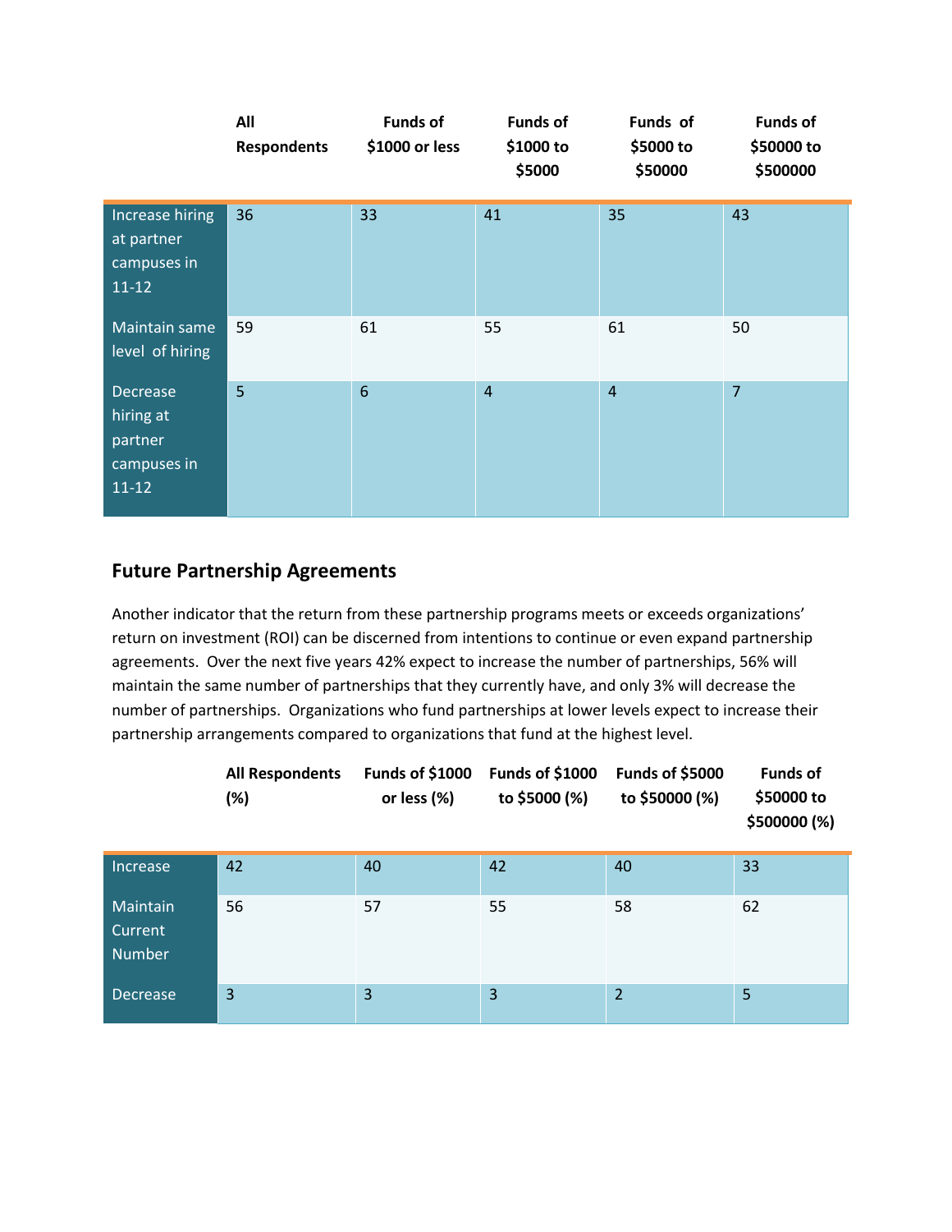| | All Respondents | Funds of $1000 or less | Funds of $1000 to $5000 | Funds of $5000 to $50000 | Funds of $50000 to $500000 |
|---|---|---|---|---|---|
| Increase hiring at partner campuses in 11-12 | 36 | 33 | 41 | 35 | 43 |
| Maintain same level of hiring | 59 | 61 | 55 | 61 | 50 |
| Decrease hiring at partner campuses in 11-12 | 5 | 6 | 4 | 4 | 7 |

## Future Partnership Agreements

Another indicator that the return from these partnership programs meets or exceeds organizations' return on investment (ROI) can be discerned from intentions to continue or even expand partnership agreements. Over the next five years 42% expect to increase the number of partnerships, 56% will maintain the same number of partnerships that they currently have, and only 3% will decrease the number of partnerships. Organizations who fund partnerships at lower levels expect to increase their partnership arrangements compared to organizations that fund at the highest level.

| | All Respondents (%) | Funds of $1000 or less (%) | Funds of $1000 to $5000 (%) | Funds of $5000 to $50000 (%) | Funds of $50000 to $500000 (%) |
|---|---|---|---|---|---|
| Increase | 42 | 40 | 42 | 40 | 33 |
| Maintain Current Number | 56 | 57 | 55 | 58 | 62 |
| Decrease | 3 | 3 | 3 | 2 | 5 |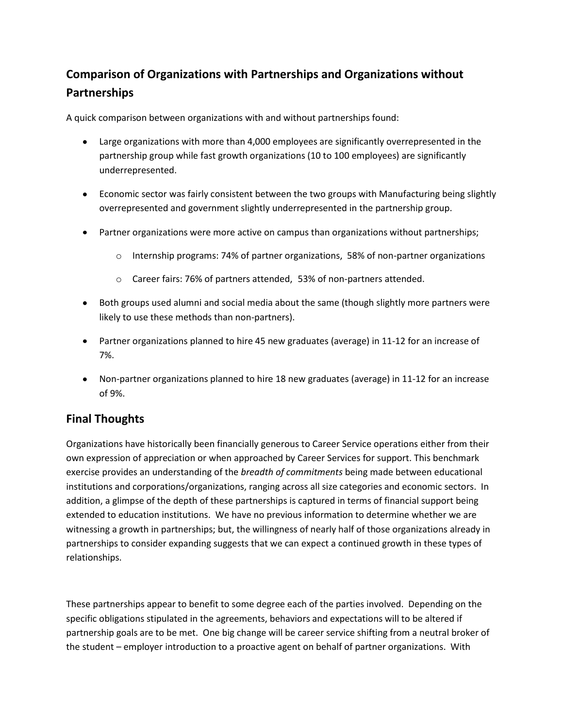## Comparison of Organizations with Partnerships and Organizations without Partnerships

A quick comparison between organizations with and without partnerships found:

- Large organizations with more than 4,000 employees are significantly overrepresented in the partnership group while fast growth organizations (10 to 100 employees) are significantly underrepresented.
- Economic sector was fairly consistent between the two groups with Manufacturing being slightly overrepresented and government slightly underrepresented in the partnership group.
- Partner organizations were more active on campus than organizations without partnerships;
  - Internship programs: 74% of partner organizations, 58% of non-partner organizations
  - Career fairs: 76% of partners attended, 53% of non-partners attended.
- Both groups used alumni and social media about the same (though slightly more partners were likely to use these methods than non-partners).
- Partner organizations planned to hire 45 new graduates (average) in 11-12 for an increase of 7%.
- Non-partner organizations planned to hire 18 new graduates (average) in 11-12 for an increase of 9%.

## Final Thoughts

Organizations have historically been financially generous to Career Service operations either from their own expression of appreciation or when approached by Career Services for support. This benchmark exercise provides an understanding of the *breadth of commitments* being made between educational institutions and corporations/organizations, ranging across all size categories and economic sectors. In addition, a glimpse of the depth of these partnerships is captured in terms of financial support being extended to education institutions. We have no previous information to determine whether we are witnessing a growth in partnerships; but, the willingness of nearly half of those organizations already in partnerships to consider expanding suggests that we can expect a continued growth in these types of relationships.

These partnerships appear to benefit to some degree each of the parties involved. Depending on the specific obligations stipulated in the agreements, behaviors and expectations will to be altered if partnership goals are to be met. One big change will be career service shifting from a neutral broker of the student – employer introduction to a proactive agent on behalf of partner organizations. With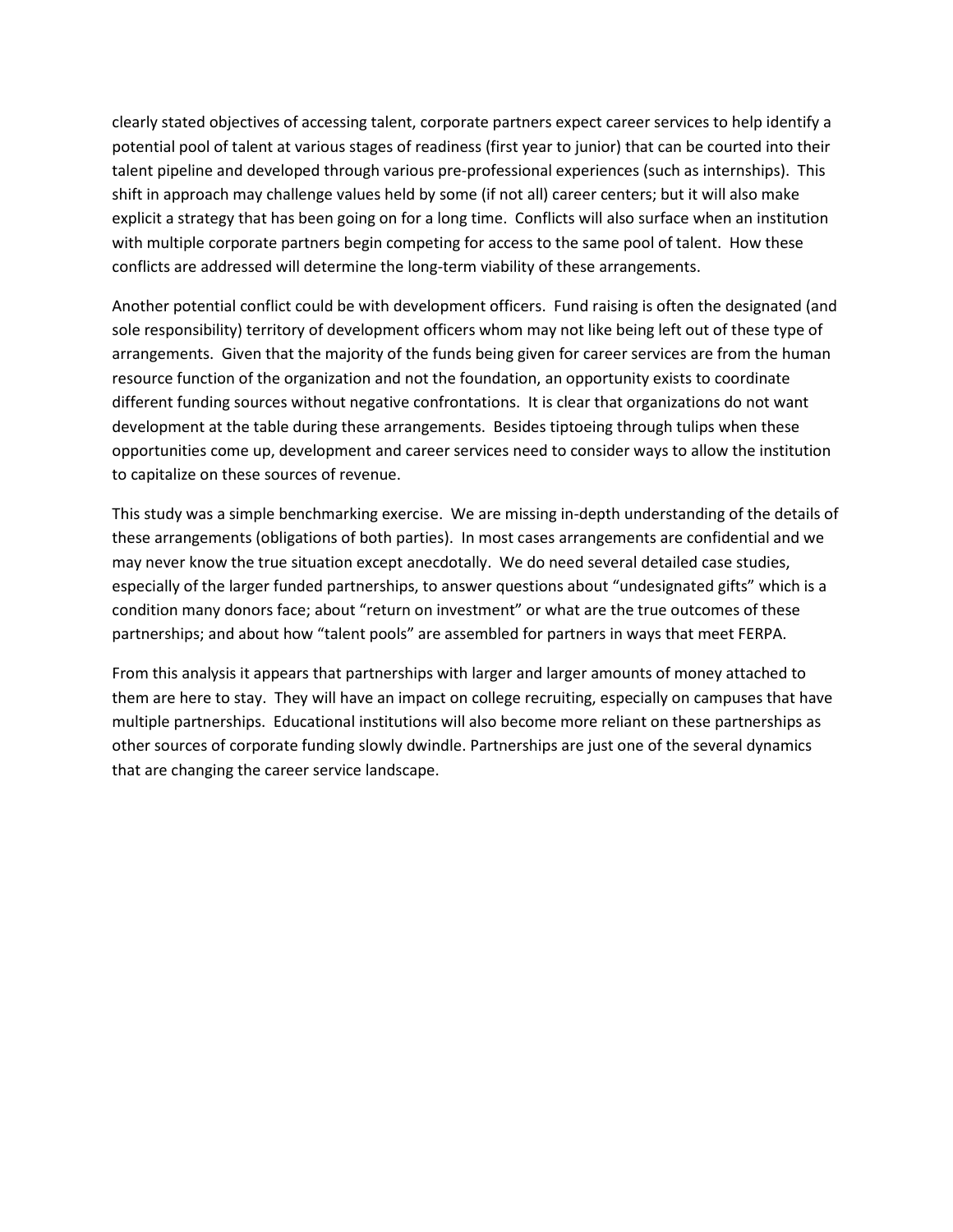clearly stated objectives of accessing talent, corporate partners expect career services to help identify a potential pool of talent at various stages of readiness (first year to junior) that can be courted into their talent pipeline and developed through various pre-professional experiences (such as internships). This shift in approach may challenge values held by some (if not all) career centers; but it will also make explicit a strategy that has been going on for a long time. Conflicts will also surface when an institution with multiple corporate partners begin competing for access to the same pool of talent. How these conflicts are addressed will determine the long-term viability of these arrangements.

Another potential conflict could be with development officers. Fund raising is often the designated (and sole responsibility) territory of development officers whom may not like being left out of these type of arrangements. Given that the majority of the funds being given for career services are from the human resource function of the organization and not the foundation, an opportunity exists to coordinate different funding sources without negative confrontations. It is clear that organizations do not want development at the table during these arrangements. Besides tiptoeing through tulips when these opportunities come up, development and career services need to consider ways to allow the institution to capitalize on these sources of revenue.

This study was a simple benchmarking exercise. We are missing in-depth understanding of the details of these arrangements (obligations of both parties). In most cases arrangements are confidential and we may never know the true situation except anecdotally. We do need several detailed case studies, especially of the larger funded partnerships, to answer questions about "undesignated gifts" which is a condition many donors face; about "return on investment" or what are the true outcomes of these partnerships; and about how "talent pools" are assembled for partners in ways that meet FERPA.

From this analysis it appears that partnerships with larger and larger amounts of money attached to them are here to stay. They will have an impact on college recruiting, especially on campuses that have multiple partnerships. Educational institutions will also become more reliant on these partnerships as other sources of corporate funding slowly dwindle. Partnerships are just one of the several dynamics that are changing the career service landscape.